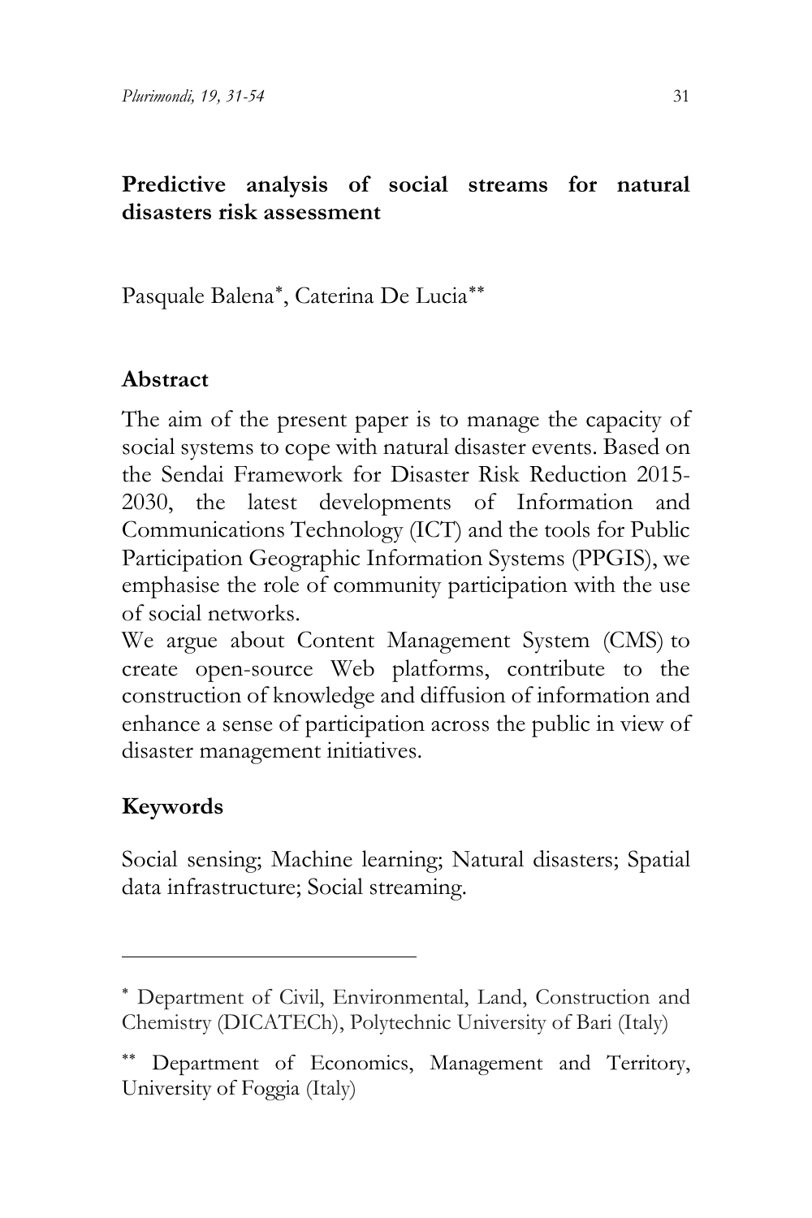# Predictive analysis of social streams for natural disasters risk assessment

Pasquale Balena[*], Caterina De Lucia[**]

## Abstract

The aim of the present paper is to manage the capacity of social systems to cope with natural disaster events. Based on the Sendai Framework for Disaster Risk Reduction 2015-2030, the latest developments of Information and Communications Technology (ICT) and the tools for Public Participation Geographic Information Systems (PPGIS), we emphasise the role of community participation with the use of social networks.

We argue about Content Management System (CMS) to create open-source Web platforms, contribute to the construction of knowledge and diffusion of information and enhance a sense of participation across the public in view of disaster management initiatives.

## Keywords

Social sensing; Machine learning; Natural disasters; Spatial data infrastructure; Social streaming.

---

[*] Department of Civil, Environmental, Land, Construction and Chemistry (DICATECh), Polytechnic University of Bari (Italy)

[**] Department of Economics, Management and Territory, University of Foggia (Italy)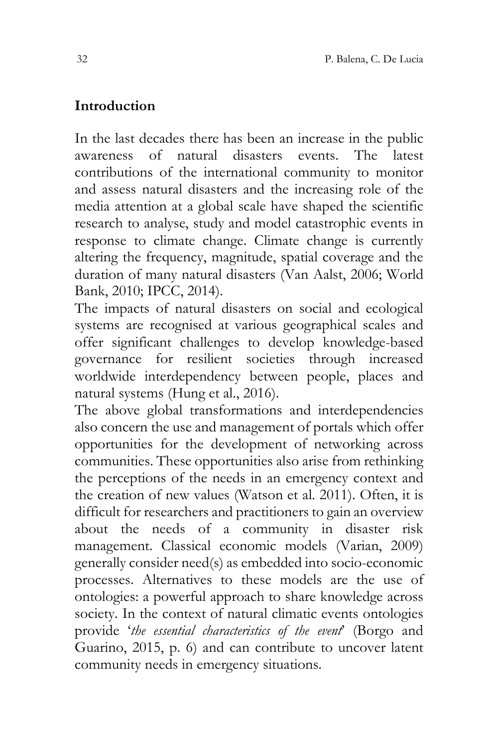## Introduction

In the last decades there has been an increase in the public awareness of natural disasters events. The latest contributions of the international community to monitor and assess natural disasters and the increasing role of the media attention at a global scale have shaped the scientific research to analyse, study and model catastrophic events in response to climate change. Climate change is currently altering the frequency, magnitude, spatial coverage and the duration of many natural disasters (Van Aalst, 2006; World Bank, 2010; IPCC, 2014).

The impacts of natural disasters on social and ecological systems are recognised at various geographical scales and offer significant challenges to develop knowledge-based governance for resilient societies through increased worldwide interdependency between people, places and natural systems (Hung et al., 2016).

The above global transformations and interdependencies also concern the use and management of portals which offer opportunities for the development of networking across communities. These opportunities also arise from rethinking the perceptions of the needs in an emergency context and the creation of new values (Watson et al. 2011). Often, it is difficult for researchers and practitioners to gain an overview about the needs of a community in disaster risk management. Classical economic models (Varian, 2009) generally consider need(s) as embedded into socio-economic processes. Alternatives to these models are the use of ontologies: a powerful approach to share knowledge across society. In the context of natural climatic events ontologies provide '*the essential characteristics of the event*' (Borgo and Guarino, 2015, p. 6) and can contribute to uncover latent community needs in emergency situations.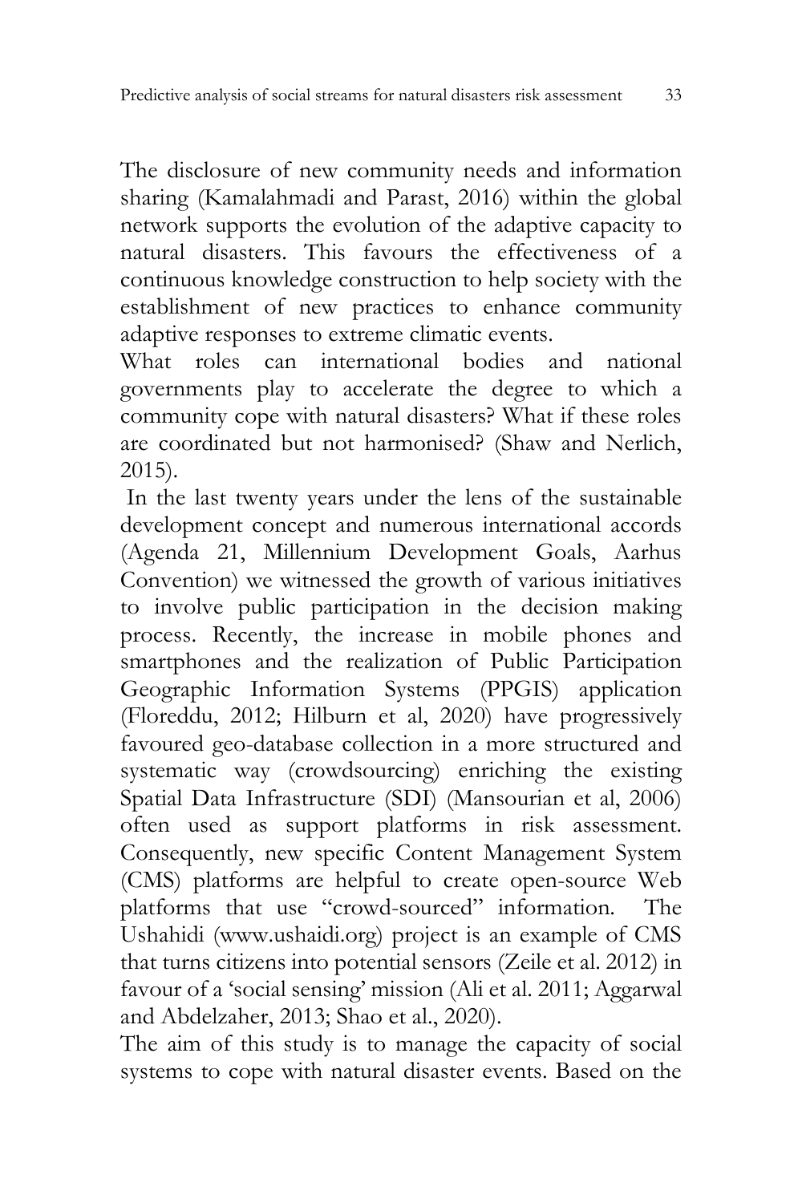The disclosure of new community needs and information sharing (Kamalahmadi and Parast, 2016) within the global network supports the evolution of the adaptive capacity to natural disasters. This favours the effectiveness of a continuous knowledge construction to help society with the establishment of new practices to enhance community adaptive responses to extreme climatic events.

What roles can international bodies and national governments play to accelerate the degree to which a community cope with natural disasters? What if these roles are coordinated but not harmonised? (Shaw and Nerlich, 2015).

In the last twenty years under the lens of the sustainable development concept and numerous international accords (Agenda 21, Millennium Development Goals, Aarhus Convention) we witnessed the growth of various initiatives to involve public participation in the decision making process. Recently, the increase in mobile phones and smartphones and the realization of Public Participation Geographic Information Systems (PPGIS) application (Floreddu, 2012; Hilburn et al, 2020) have progressively favoured geo-database collection in a more structured and systematic way (crowdsourcing) enriching the existing Spatial Data Infrastructure (SDI) (Mansourian et al, 2006) often used as support platforms in risk assessment. Consequently, new specific Content Management System (CMS) platforms are helpful to create open-source Web platforms that use "crowd-sourced" information. The Ushahidi (www.ushaidi.org) project is an example of CMS that turns citizens into potential sensors (Zeile et al. 2012) in favour of a 'social sensing' mission (Ali et al. 2011; Aggarwal and Abdelzaher, 2013; Shao et al., 2020).

The aim of this study is to manage the capacity of social systems to cope with natural disaster events. Based on the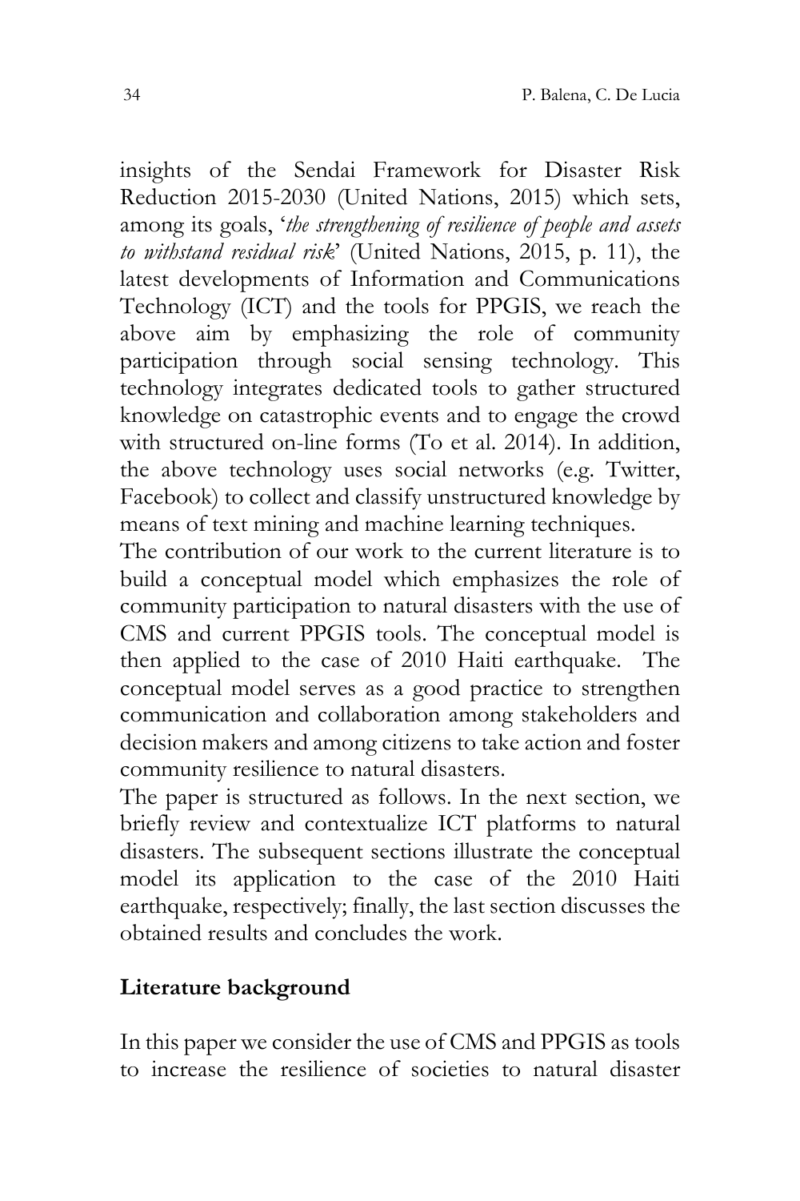insights of the Sendai Framework for Disaster Risk Reduction 2015-2030 (United Nations, 2015) which sets, among its goals, '*the strengthening of resilience of people and assets to withstand residual risk*' (United Nations, 2015, p. 11), the latest developments of Information and Communications Technology (ICT) and the tools for PPGIS, we reach the above aim by emphasizing the role of community participation through social sensing technology. This technology integrates dedicated tools to gather structured knowledge on catastrophic events and to engage the crowd with structured on-line forms (To et al. 2014). In addition, the above technology uses social networks (e.g. Twitter, Facebook) to collect and classify unstructured knowledge by means of text mining and machine learning techniques.

The contribution of our work to the current literature is to build a conceptual model which emphasizes the role of community participation to natural disasters with the use of CMS and current PPGIS tools. The conceptual model is then applied to the case of 2010 Haiti earthquake. The conceptual model serves as a good practice to strengthen communication and collaboration among stakeholders and decision makers and among citizens to take action and foster community resilience to natural disasters.

The paper is structured as follows. In the next section, we briefly review and contextualize ICT platforms to natural disasters. The subsequent sections illustrate the conceptual model its application to the case of the 2010 Haiti earthquake, respectively; finally, the last section discusses the obtained results and concludes the work.

## Literature background

In this paper we consider the use of CMS and PPGIS as tools to increase the resilience of societies to natural disaster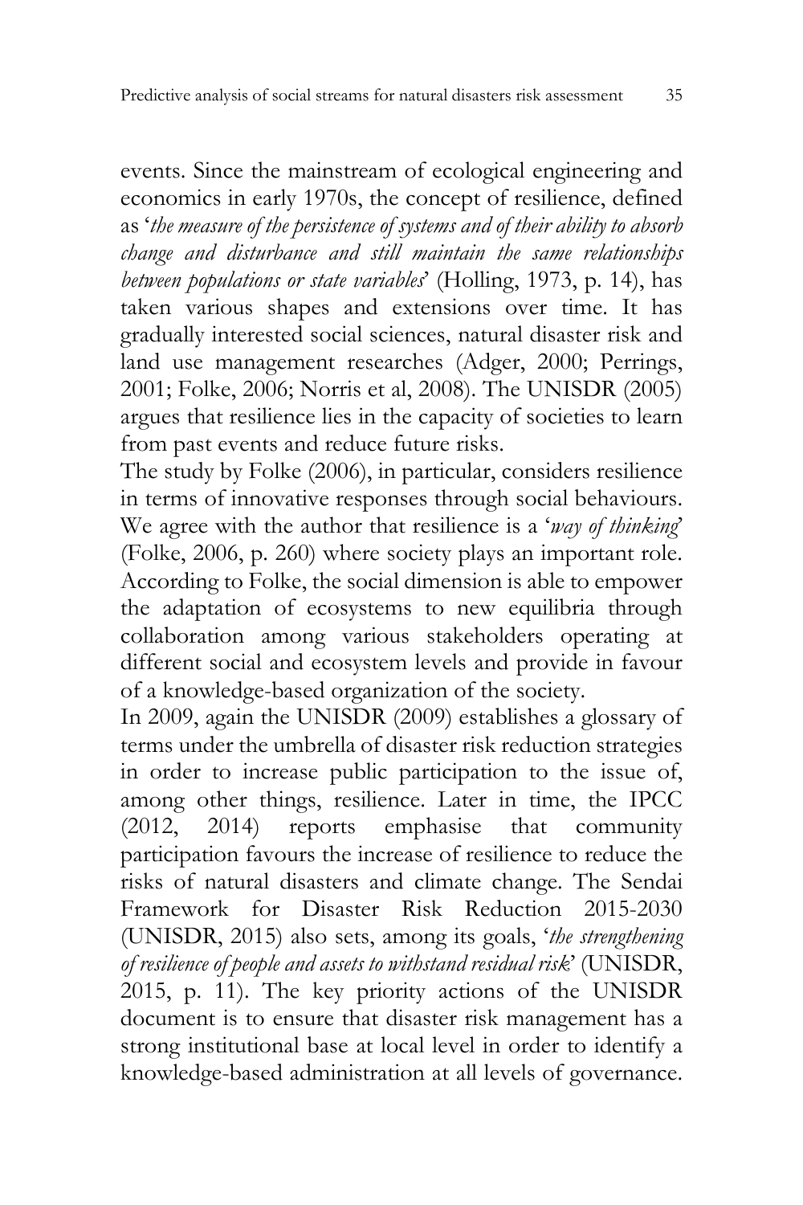events. Since the mainstream of ecological engineering and economics in early 1970s, the concept of resilience, defined as '*the measure of the persistence of systems and of their ability to absorb change and disturbance and still maintain the same relationships between populations or state variables*' (Holling, 1973, p. 14), has taken various shapes and extensions over time. It has gradually interested social sciences, natural disaster risk and land use management researches (Adger, 2000; Perrings, 2001; Folke, 2006; Norris et al, 2008). The UNISDR (2005) argues that resilience lies in the capacity of societies to learn from past events and reduce future risks.

The study by Folke (2006), in particular, considers resilience in terms of innovative responses through social behaviours. We agree with the author that resilience is a '*way of thinking*' (Folke, 2006, p. 260) where society plays an important role. According to Folke, the social dimension is able to empower the adaptation of ecosystems to new equilibria through collaboration among various stakeholders operating at different social and ecosystem levels and provide in favour of a knowledge-based organization of the society.

In 2009, again the UNISDR (2009) establishes a glossary of terms under the umbrella of disaster risk reduction strategies in order to increase public participation to the issue of, among other things, resilience. Later in time, the IPCC (2012, 2014) reports emphasise that community participation favours the increase of resilience to reduce the risks of natural disasters and climate change. The Sendai Framework for Disaster Risk Reduction 2015-2030 (UNISDR, 2015) also sets, among its goals, '*the strengthening of resilience of people and assets to withstand residual risk*' (UNISDR, 2015, p. 11). The key priority actions of the UNISDR document is to ensure that disaster risk management has a strong institutional base at local level in order to identify a knowledge-based administration at all levels of governance.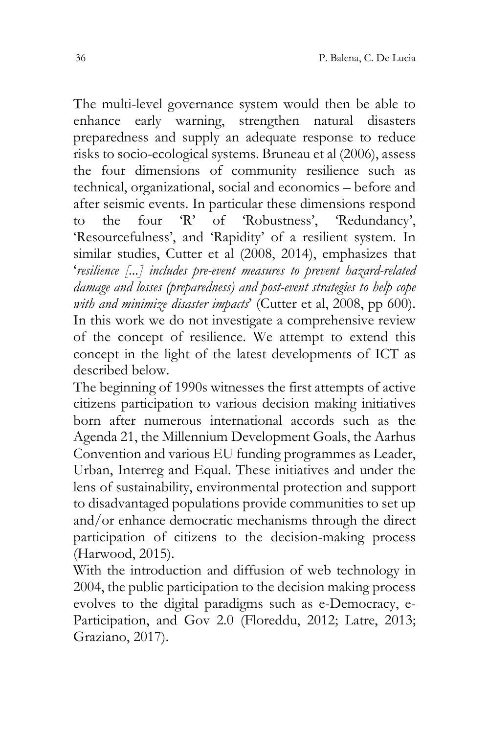The multi-level governance system would then be able to enhance early warning, strengthen natural disasters preparedness and supply an adequate response to reduce risks to socio-ecological systems. Bruneau et al (2006), assess the four dimensions of community resilience such as technical, organizational, social and economics – before and after seismic events. In particular these dimensions respond to the four 'R' of 'Robustness', 'Redundancy', 'Resourcefulness', and 'Rapidity' of a resilient system. In similar studies, Cutter et al (2008, 2014), emphasizes that '*resilience [...] includes pre-event measures to prevent hazard-related damage and losses (preparedness) and post-event strategies to help cope with and minimize disaster impacts*' (Cutter et al, 2008, pp 600). In this work we do not investigate a comprehensive review of the concept of resilience. We attempt to extend this concept in the light of the latest developments of ICT as described below.

The beginning of 1990s witnesses the first attempts of active citizens participation to various decision making initiatives born after numerous international accords such as the Agenda 21, the Millennium Development Goals, the Aarhus Convention and various EU funding programmes as Leader, Urban, Interreg and Equal. These initiatives and under the lens of sustainability, environmental protection and support to disadvantaged populations provide communities to set up and/or enhance democratic mechanisms through the direct participation of citizens to the decision-making process (Harwood, 2015).

With the introduction and diffusion of web technology in 2004, the public participation to the decision making process evolves to the digital paradigms such as e-Democracy, e-Participation, and Gov 2.0 (Floreddu, 2012; Latre, 2013; Graziano, 2017).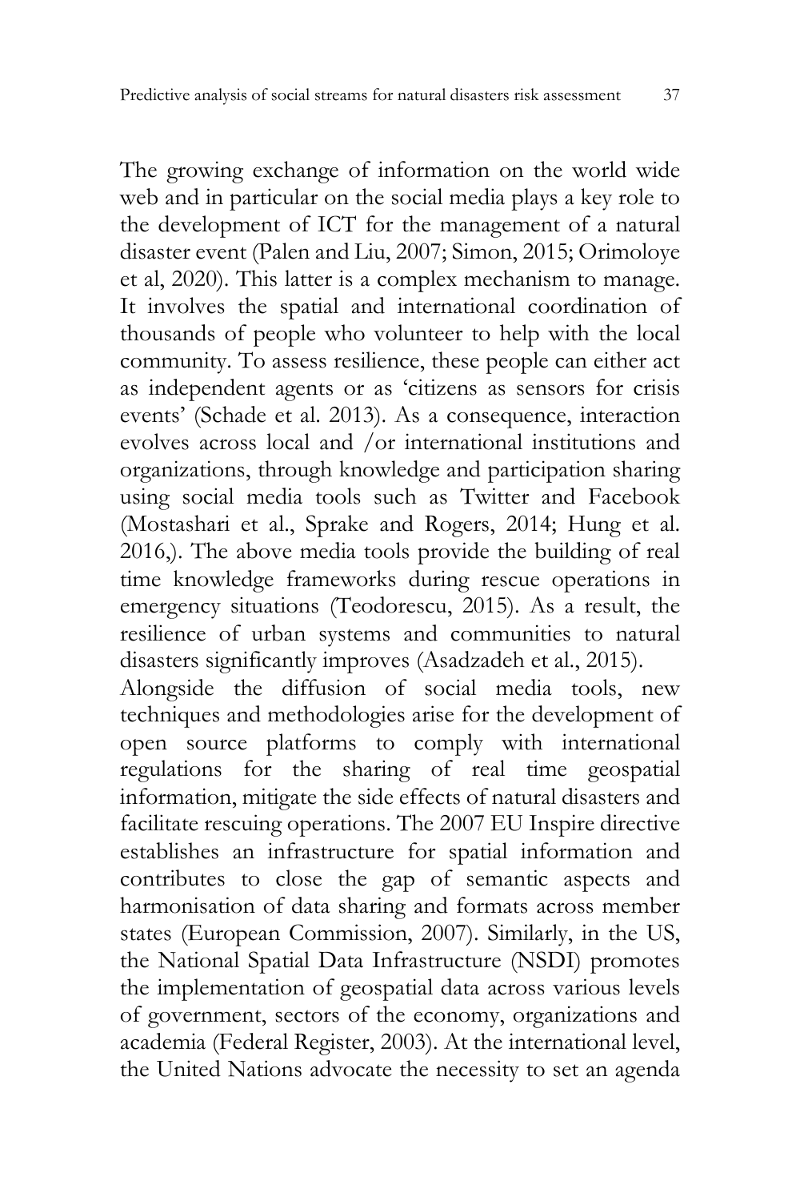The growing exchange of information on the world wide web and in particular on the social media plays a key role to the development of ICT for the management of a natural disaster event (Palen and Liu, 2007; Simon, 2015; Orimoloye et al, 2020). This latter is a complex mechanism to manage. It involves the spatial and international coordination of thousands of people who volunteer to help with the local community. To assess resilience, these people can either act as independent agents or as 'citizens as sensors for crisis events' (Schade et al. 2013). As a consequence, interaction evolves across local and /or international institutions and organizations, through knowledge and participation sharing using social media tools such as Twitter and Facebook (Mostashari et al., Sprake and Rogers, 2014; Hung et al. 2016,). The above media tools provide the building of real time knowledge frameworks during rescue operations in emergency situations (Teodorescu, 2015). As a result, the resilience of urban systems and communities to natural disasters significantly improves (Asadzadeh et al., 2015).

Alongside the diffusion of social media tools, new techniques and methodologies arise for the development of open source platforms to comply with international regulations for the sharing of real time geospatial information, mitigate the side effects of natural disasters and facilitate rescuing operations. The 2007 EU Inspire directive establishes an infrastructure for spatial information and contributes to close the gap of semantic aspects and harmonisation of data sharing and formats across member states (European Commission, 2007). Similarly, in the US, the National Spatial Data Infrastructure (NSDI) promotes the implementation of geospatial data across various levels of government, sectors of the economy, organizations and academia (Federal Register, 2003). At the international level, the United Nations advocate the necessity to set an agenda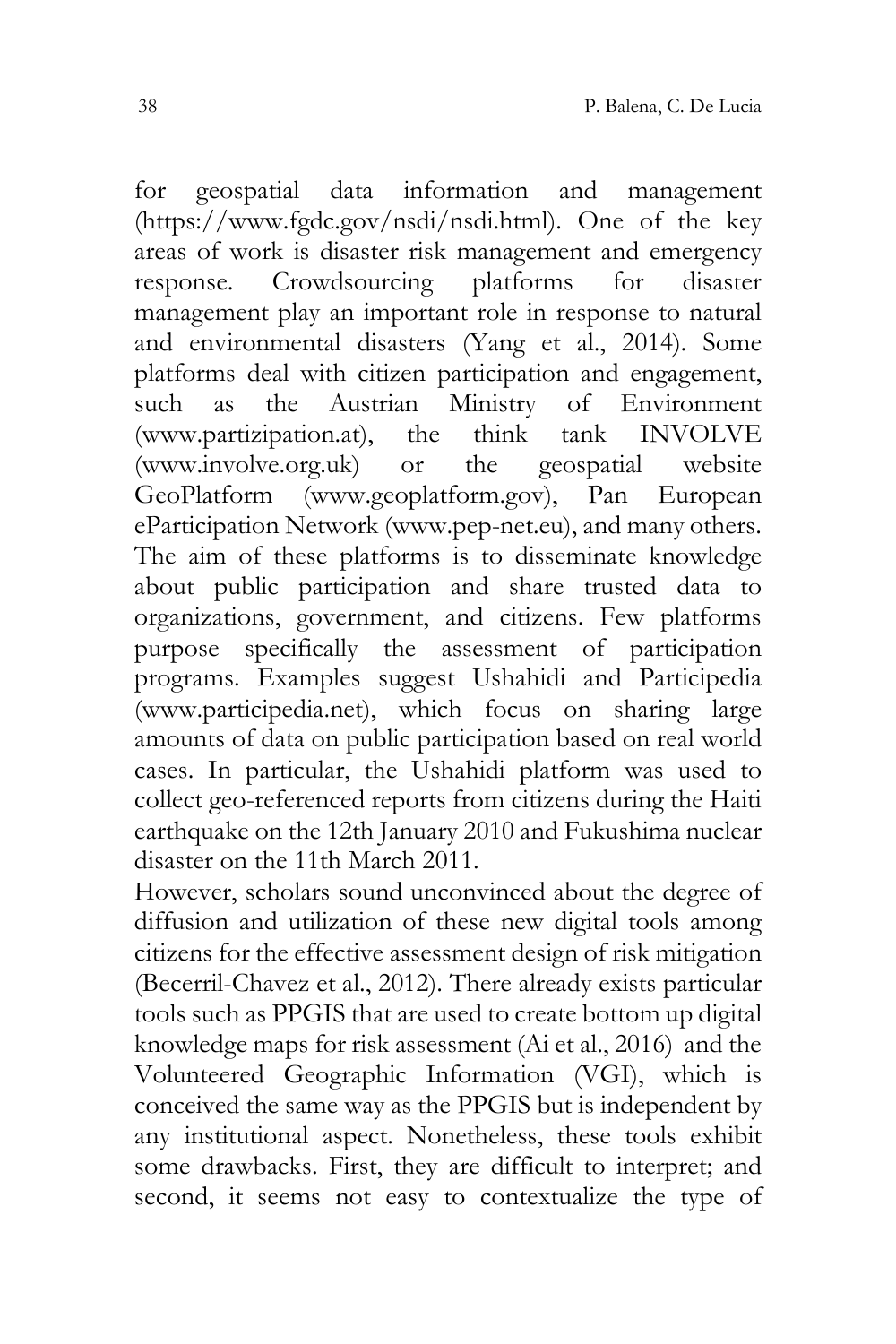for geospatial data information and management (https://www.fgdc.gov/nsdi/nsdi.html). One of the key areas of work is disaster risk management and emergency response. Crowdsourcing platforms for disaster management play an important role in response to natural and environmental disasters (Yang et al., 2014). Some platforms deal with citizen participation and engagement, such as the Austrian Ministry of Environment (www.partizipation.at), the think tank INVOLVE (www.involve.org.uk) or the geospatial website GeoPlatform (www.geoplatform.gov), Pan European eParticipation Network (www.pep-net.eu), and many others. The aim of these platforms is to disseminate knowledge about public participation and share trusted data to organizations, government, and citizens. Few platforms purpose specifically the assessment of participation programs. Examples suggest Ushahidi and Participedia (www.participedia.net), which focus on sharing large amounts of data on public participation based on real world cases. In particular, the Ushahidi platform was used to collect geo-referenced reports from citizens during the Haiti earthquake on the 12th January 2010 and Fukushima nuclear disaster on the 11th March 2011.

However, scholars sound unconvinced about the degree of diffusion and utilization of these new digital tools among citizens for the effective assessment design of risk mitigation (Becerril-Chavez et al., 2012). There already exists particular tools such as PPGIS that are used to create bottom up digital knowledge maps for risk assessment (Ai et al., 2016) and the Volunteered Geographic Information (VGI), which is conceived the same way as the PPGIS but is independent by any institutional aspect. Nonetheless, these tools exhibit some drawbacks. First, they are difficult to interpret; and second, it seems not easy to contextualize the type of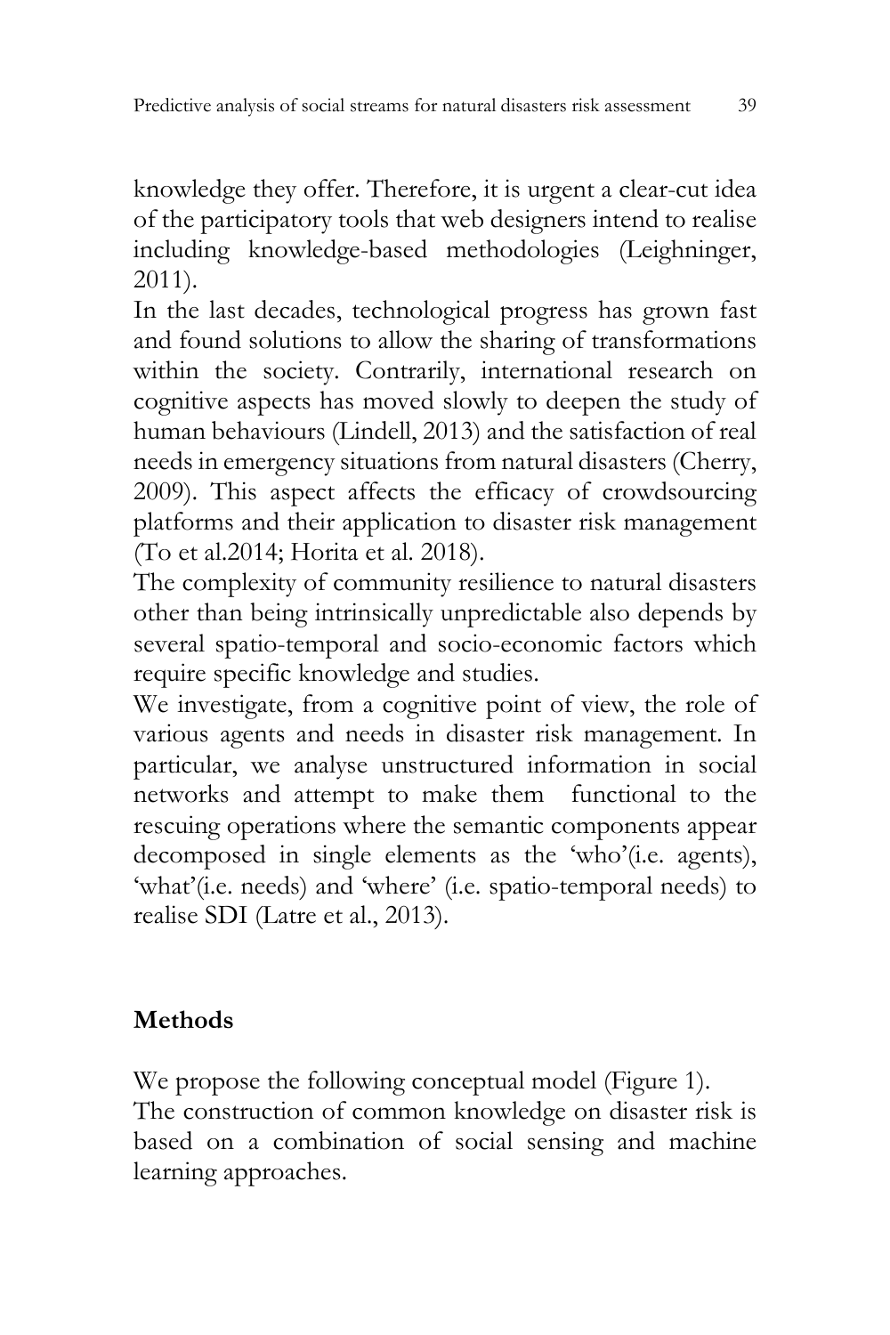knowledge they offer. Therefore, it is urgent a clear-cut idea of the participatory tools that web designers intend to realise including knowledge-based methodologies (Leighninger, 2011).

In the last decades, technological progress has grown fast and found solutions to allow the sharing of transformations within the society. Contrarily, international research on cognitive aspects has moved slowly to deepen the study of human behaviours (Lindell, 2013) and the satisfaction of real needs in emergency situations from natural disasters (Cherry, 2009). This aspect affects the efficacy of crowdsourcing platforms and their application to disaster risk management (To et al.2014; Horita et al. 2018).

The complexity of community resilience to natural disasters other than being intrinsically unpredictable also depends by several spatio-temporal and socio-economic factors which require specific knowledge and studies.

We investigate, from a cognitive point of view, the role of various agents and needs in disaster risk management. In particular, we analyse unstructured information in social networks and attempt to make them functional to the rescuing operations where the semantic components appear decomposed in single elements as the 'who'(i.e. agents), 'what'(i.e. needs) and 'where' (i.e. spatio-temporal needs) to realise SDI (Latre et al., 2013).

## Methods

We propose the following conceptual model (Figure 1).

The construction of common knowledge on disaster risk is based on a combination of social sensing and machine learning approaches.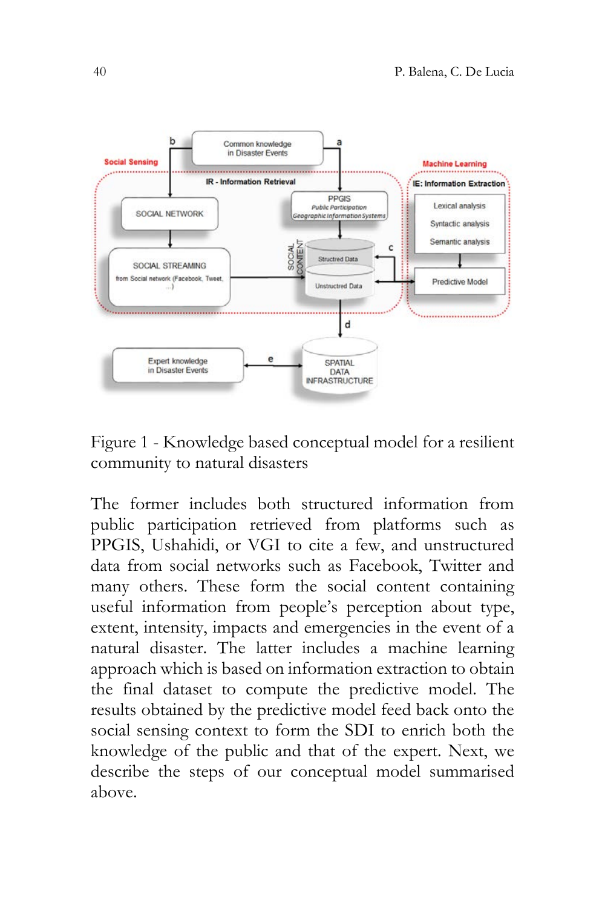Figure 1 - Knowledge based conceptual model for a resilient community to natural disasters

The former includes both structured information from public participation retrieved from platforms such as PPGIS, Ushahidi, or VGI to cite a few, and unstructured data from social networks such as Facebook, Twitter and many others. These form the social content containing useful information from people's perception about type, extent, intensity, impacts and emergencies in the event of a natural disaster. The latter includes a machine learning approach which is based on information extraction to obtain the final dataset to compute the predictive model. The results obtained by the predictive model feed back onto the social sensing context to form the SDI to enrich both the knowledge of the public and that of the expert. Next, we describe the steps of our conceptual model summarised above.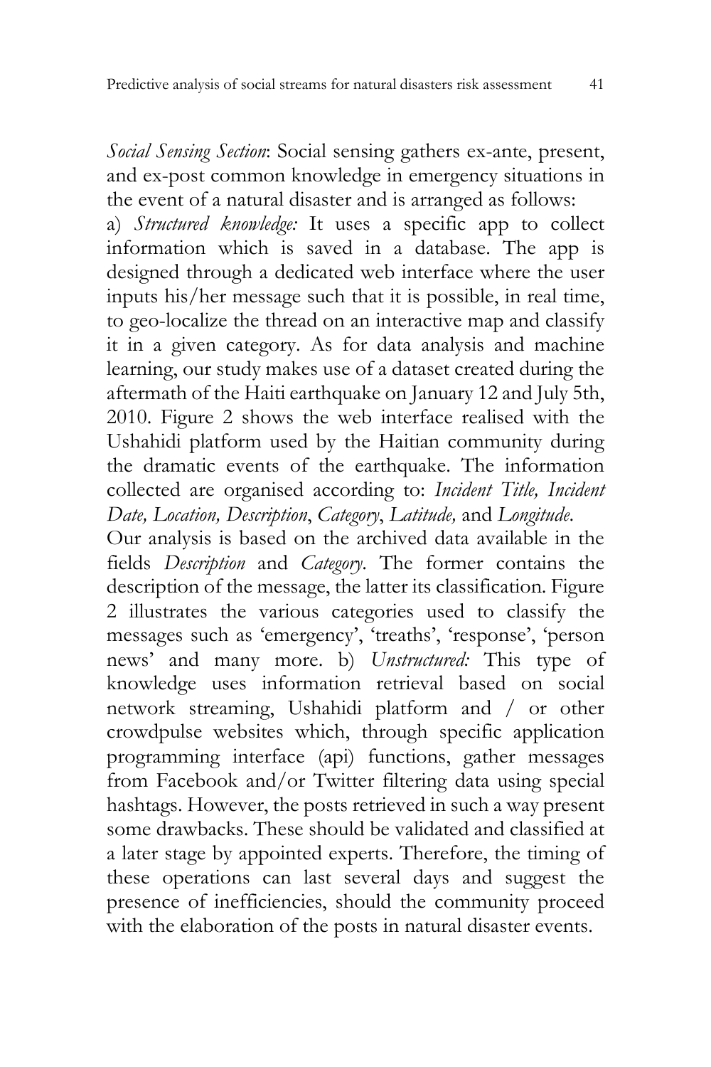*Social Sensing Section*: Social sensing gathers ex-ante, present, and ex-post common knowledge in emergency situations in the event of a natural disaster and is arranged as follows:

a) *Structured knowledge:* It uses a specific app to collect information which is saved in a database. The app is designed through a dedicated web interface where the user inputs his/her message such that it is possible, in real time, to geo-localize the thread on an interactive map and classify it in a given category. As for data analysis and machine learning, our study makes use of a dataset created during the aftermath of the Haiti earthquake on January 12 and July 5th, 2010. Figure 2 shows the web interface realised with the Ushahidi platform used by the Haitian community during the dramatic events of the earthquake. The information collected are organised according to: *Incident Title, Incident Date, Location, Description*, *Category*, *Latitude,* and *Longitude*.

Our analysis is based on the archived data available in the fields *Description* and *Category*. The former contains the description of the message, the latter its classification. Figure 2 illustrates the various categories used to classify the messages such as 'emergency', 'treaths', 'response', 'person news' and many more. b) *Unstructured:* This type of knowledge uses information retrieval based on social network streaming, Ushahidi platform and / or other crowdpulse websites which, through specific application programming interface (api) functions, gather messages from Facebook and/or Twitter filtering data using special hashtags. However, the posts retrieved in such a way present some drawbacks. These should be validated and classified at a later stage by appointed experts. Therefore, the timing of these operations can last several days and suggest the presence of inefficiencies, should the community proceed with the elaboration of the posts in natural disaster events.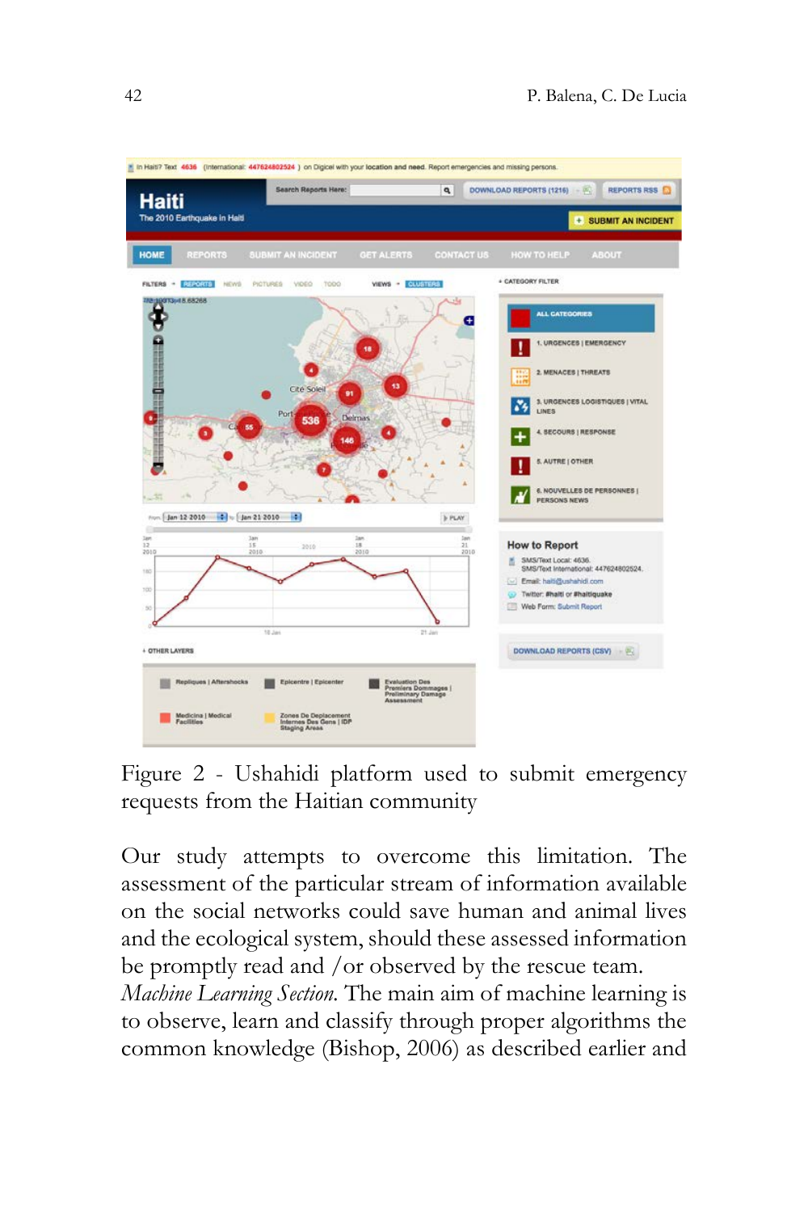Figure 2 - Ushahidi platform used to submit emergency requests from the Haitian community

Our study attempts to overcome this limitation. The assessment of the particular stream of information available on the social networks could save human and animal lives and the ecological system, should these assessed information be promptly read and /or observed by the rescue team.

*Machine Learning Section.* The main aim of machine learning is to observe, learn and classify through proper algorithms the common knowledge (Bishop, 2006) as described earlier and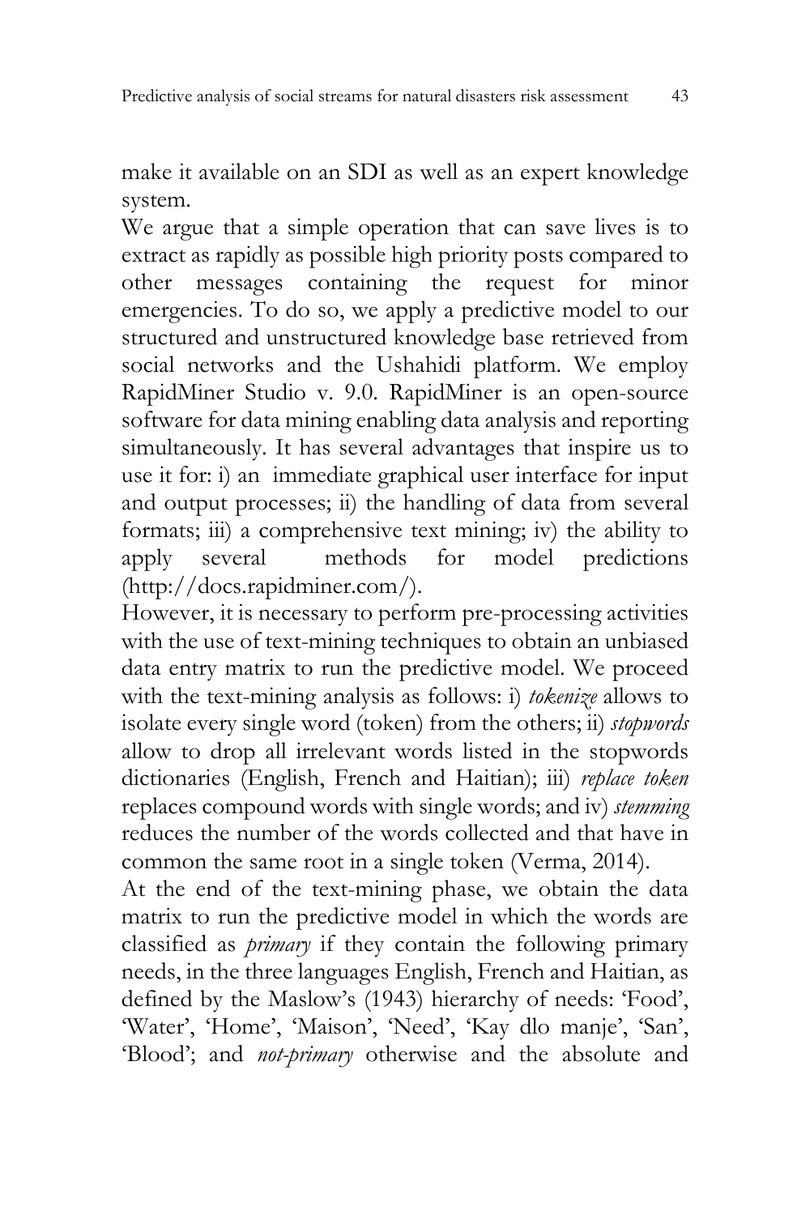make it available on an SDI as well as an expert knowledge system.

We argue that a simple operation that can save lives is to extract as rapidly as possible high priority posts compared to other messages containing the request for minor emergencies. To do so, we apply a predictive model to our structured and unstructured knowledge base retrieved from social networks and the Ushahidi platform. We employ RapidMiner Studio v. 9.0. RapidMiner is an open-source software for data mining enabling data analysis and reporting simultaneously. It has several advantages that inspire us to use it for: i) an immediate graphical user interface for input and output processes; ii) the handling of data from several formats; iii) a comprehensive text mining; iv) the ability to apply several methods for model predictions (http://docs.rapidminer.com/).

However, it is necessary to perform pre-processing activities with the use of text-mining techniques to obtain an unbiased data entry matrix to run the predictive model. We proceed with the text-mining analysis as follows: i) *tokenize* allows to isolate every single word (token) from the others; ii) *stopwords* allow to drop all irrelevant words listed in the stopwords dictionaries (English, French and Haitian); iii) *replace token* replaces compound words with single words; and iv) *stemming* reduces the number of the words collected and that have in common the same root in a single token (Verma, 2014).

At the end of the text-mining phase, we obtain the data matrix to run the predictive model in which the words are classified as *primary* if they contain the following primary needs, in the three languages English, French and Haitian, as defined by the Maslow's (1943) hierarchy of needs: 'Food', 'Water', 'Home', 'Maison', 'Need', 'Kay dlo manje', 'San', 'Blood'; and *not-primary* otherwise and the absolute and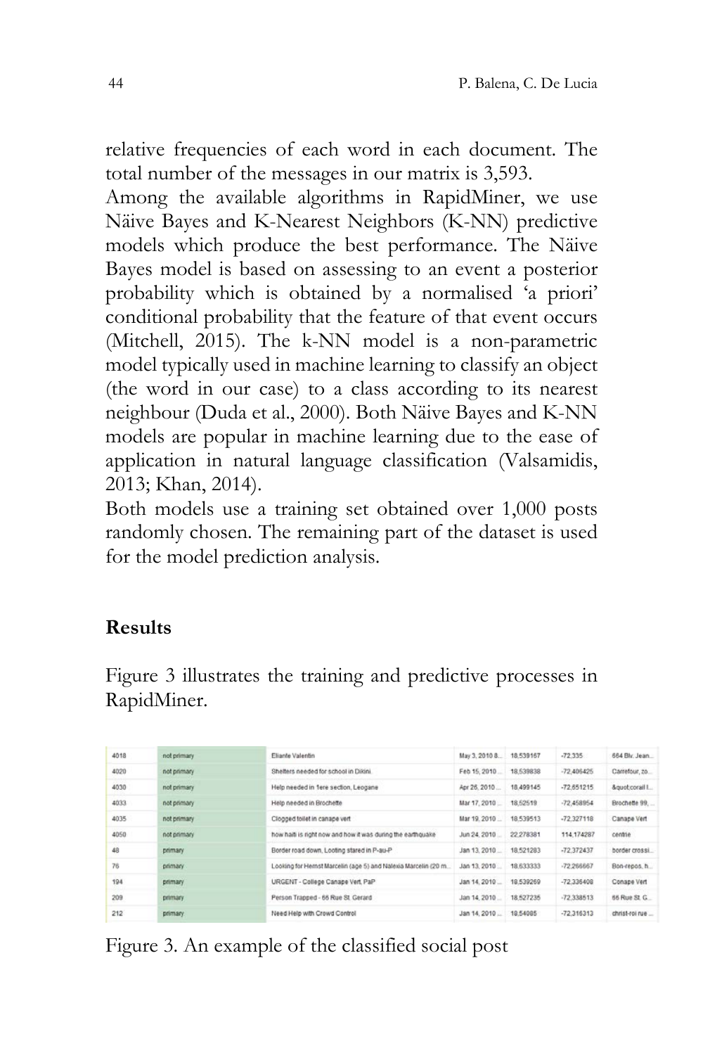relative frequencies of each word in each document. The total number of the messages in our matrix is 3,593.

Among the available algorithms in RapidMiner, we use Näive Bayes and K-Nearest Neighbors (K-NN) predictive models which produce the best performance. The Näive Bayes model is based on assessing to an event a posterior probability which is obtained by a normalised 'a priori' conditional probability that the feature of that event occurs (Mitchell, 2015). The k-NN model is a non-parametric model typically used in machine learning to classify an object (the word in our case) to a class according to its nearest neighbour (Duda et al., 2000). Both Näive Bayes and K-NN models are popular in machine learning due to the ease of application in natural language classification (Valsamidis, 2013; Khan, 2014).

Both models use a training set obtained over 1,000 posts randomly chosen. The remaining part of the dataset is used for the model prediction analysis.

## Results

Figure 3 illustrates the training and predictive processes in RapidMiner.

| | | | | | | |
|---|---|---|---|---|---|---|
| 4018 | not primary | Eliante Valentin | May 3, 2010 8... | 18,539167 | -72,335 | 664 Blv. Jean... |
| 4020 | not primary | Shelters needed for school in Dikini | Feb 15, 2010 ... | 18,539838 | -72,406425 | Carrefour, zo... |
| 4030 | not primary | Help needed in 1ere section, Leogane | Apr 26, 2010 ... | 18,499145 | -72,651215 | &quot;corail l... |
| 4033 | not primary | Help needed in Brochette | Mar 17, 2010 ... | 18,52519 | -72,458954 | Brochette 99, ... |
| 4035 | not primary | Clogged toilet in canape vert | Mar 19, 2010 ... | 18,539513 | -72,327118 | Canape Vert |
| 4050 | not primary | how haiti is right now and how it was during the earthquake | Jun 24, 2010 ... | 22,278381 | 114,174287 | centre |
| 48 | primary | Border road down, Looting stared in P-au-P | Jan 13, 2010 ... | 18,521283 | -72,372437 | border crossi... |
| 76 | primary | Looking for Hernst Marcelin (age 5) and Nalexia Marcelin (20 m... | Jan 13, 2010 ... | 18,633333 | -72,266667 | Bon-repos, h... |
| 194 | primary | URGENT - College Canape Vert, PaP | Jan 14, 2010 ... | 18,539269 | -72,336408 | Canape Vert |
| 209 | primary | Person Trapped - 66 Rue St. Gerard | Jan 14, 2010 ... | 18,527235 | -72,338513 | 66 Rue St. G... |
| 212 | primary | Need Help with Crowd Control | Jan 14, 2010 ... | 18,54085 | -72,316313 | christ-roi rue ... |

Figure 3. An example of the classified social post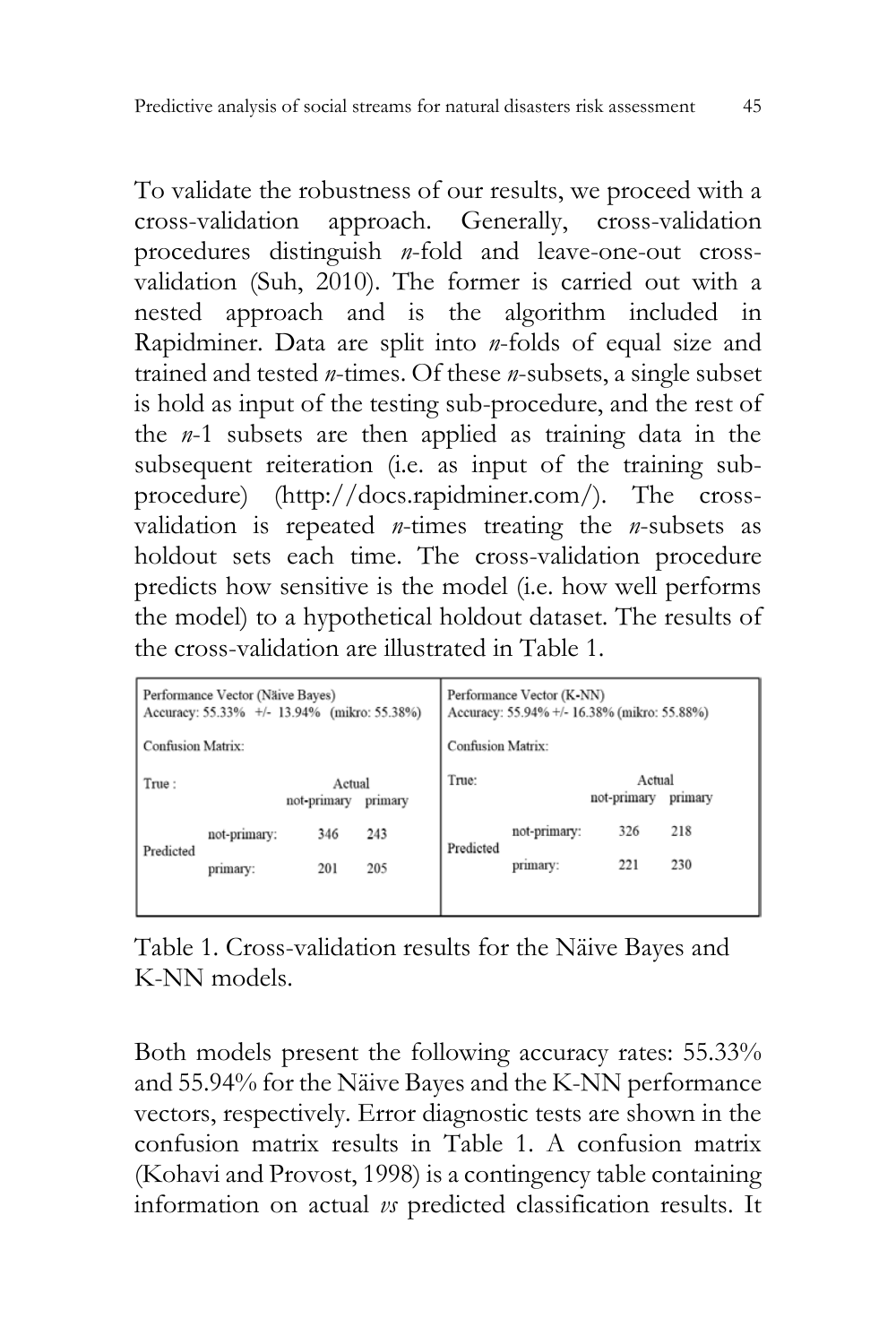To validate the robustness of our results, we proceed with a cross-validation approach. Generally, cross-validation procedures distinguish *n*-fold and leave-one-out cross-validation (Suh, 2010). The former is carried out with a nested approach and is the algorithm included in Rapidminer. Data are split into *n*-folds of equal size and trained and tested *n*-times. Of these *n*-subsets, a single subset is hold as input of the testing sub-procedure, and the rest of the *n*-1 subsets are then applied as training data in the subsequent reiteration (i.e. as input of the training sub-procedure) (http://docs.rapidminer.com/). The cross-validation is repeated *n*-times treating the *n*-subsets as holdout sets each time. The cross-validation procedure predicts how sensitive is the model (i.e. how well performs the model) to a hypothetical holdout dataset. The results of the cross-validation are illustrated in Table 1.

Performance Vector (Näive Bayes)
Accuracy: 55.33% +/- 13.94% (mikro: 55.38%)

Confusion Matrix:

| True: | | Actual | |
|---|---|---|---|
| | | not-primary | primary |
| Predicted | not-primary: | 346 | 243 |
| | primary: | 201 | 205 |

Performance Vector (K-NN)
Accuracy: 55.94% +/- 16.38% (mikro: 55.88%)

Confusion Matrix:

| True: | | Actual | |
|---|---|---|---|
| | | not-primary | primary |
| Predicted | not-primary: | 326 | 218 |
| | primary: | 221 | 230 |

Table 1. Cross-validation results for the Näive Bayes and K-NN models.

Both models present the following accuracy rates: 55.33% and 55.94% for the Näive Bayes and the K-NN performance vectors, respectively. Error diagnostic tests are shown in the confusion matrix results in Table 1. A confusion matrix (Kohavi and Provost, 1998) is a contingency table containing information on actual *vs* predicted classification results. It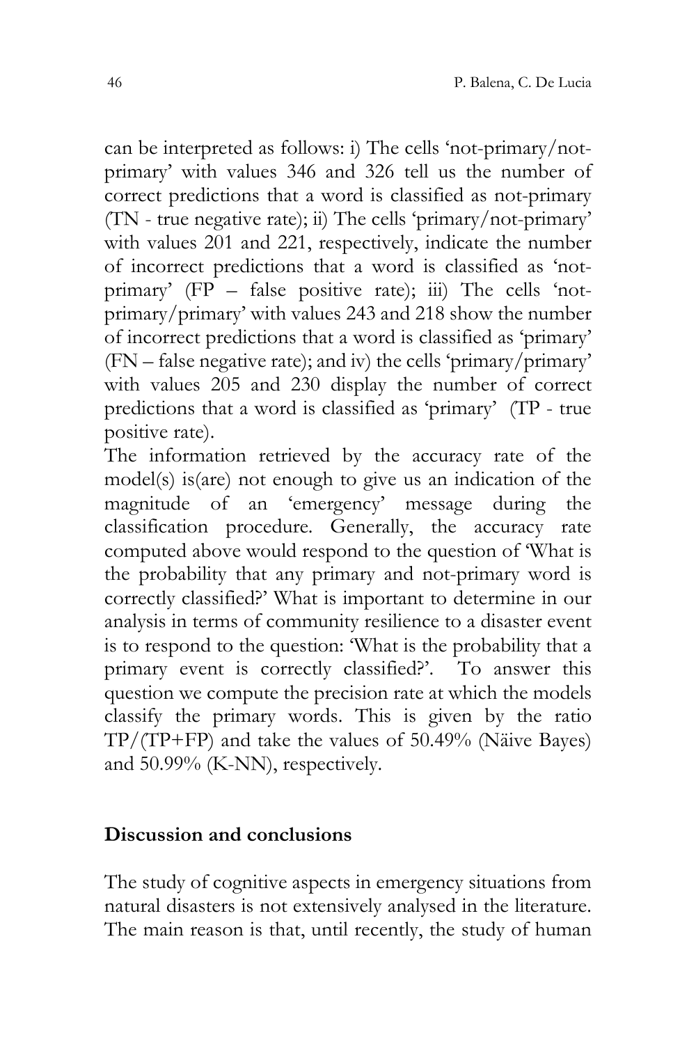can be interpreted as follows: i) The cells 'not-primary/not-primary' with values 346 and 326 tell us the number of correct predictions that a word is classified as not-primary (TN - true negative rate); ii) The cells 'primary/not-primary' with values 201 and 221, respectively, indicate the number of incorrect predictions that a word is classified as 'not-primary' (FP – false positive rate); iii) The cells 'not-primary/primary' with values 243 and 218 show the number of incorrect predictions that a word is classified as 'primary' (FN – false negative rate); and iv) the cells 'primary/primary' with values 205 and 230 display the number of correct predictions that a word is classified as 'primary' (TP - true positive rate).

The information retrieved by the accuracy rate of the model(s) is(are) not enough to give us an indication of the magnitude of an 'emergency' message during the classification procedure. Generally, the accuracy rate computed above would respond to the question of 'What is the probability that any primary and not-primary word is correctly classified?' What is important to determine in our analysis in terms of community resilience to a disaster event is to respond to the question: 'What is the probability that a primary event is correctly classified?'. To answer this question we compute the precision rate at which the models classify the primary words. This is given by the ratio TP/(TP+FP) and take the values of 50.49% (Näive Bayes) and 50.99% (K-NN), respectively.

## Discussion and conclusions

The study of cognitive aspects in emergency situations from natural disasters is not extensively analysed in the literature. The main reason is that, until recently, the study of human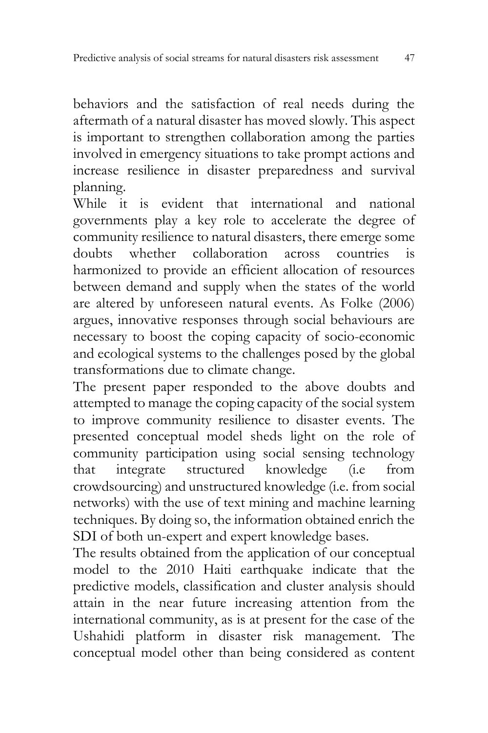behaviors and the satisfaction of real needs during the aftermath of a natural disaster has moved slowly. This aspect is important to strengthen collaboration among the parties involved in emergency situations to take prompt actions and increase resilience in disaster preparedness and survival planning.

While it is evident that international and national governments play a key role to accelerate the degree of community resilience to natural disasters, there emerge some doubts whether collaboration across countries is harmonized to provide an efficient allocation of resources between demand and supply when the states of the world are altered by unforeseen natural events. As Folke (2006) argues, innovative responses through social behaviours are necessary to boost the coping capacity of socio-economic and ecological systems to the challenges posed by the global transformations due to climate change.

The present paper responded to the above doubts and attempted to manage the coping capacity of the social system to improve community resilience to disaster events. The presented conceptual model sheds light on the role of community participation using social sensing technology that integrate structured knowledge (i.e from crowdsourcing) and unstructured knowledge (i.e. from social networks) with the use of text mining and machine learning techniques. By doing so, the information obtained enrich the SDI of both un-expert and expert knowledge bases.

The results obtained from the application of our conceptual model to the 2010 Haiti earthquake indicate that the predictive models, classification and cluster analysis should attain in the near future increasing attention from the international community, as is at present for the case of the Ushahidi platform in disaster risk management. The conceptual model other than being considered as content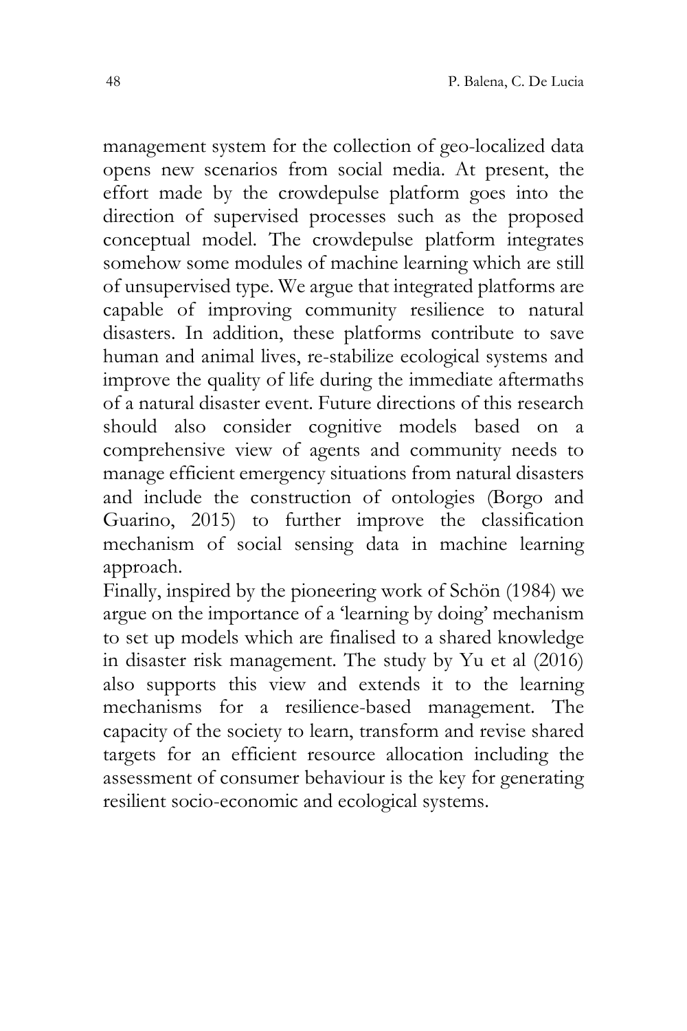management system for the collection of geo-localized data opens new scenarios from social media. At present, the effort made by the crowdepulse platform goes into the direction of supervised processes such as the proposed conceptual model. The crowdepulse platform integrates somehow some modules of machine learning which are still of unsupervised type. We argue that integrated platforms are capable of improving community resilience to natural disasters. In addition, these platforms contribute to save human and animal lives, re-stabilize ecological systems and improve the quality of life during the immediate aftermaths of a natural disaster event. Future directions of this research should also consider cognitive models based on a comprehensive view of agents and community needs to manage efficient emergency situations from natural disasters and include the construction of ontologies (Borgo and Guarino, 2015) to further improve the classification mechanism of social sensing data in machine learning approach.

Finally, inspired by the pioneering work of Schön (1984) we argue on the importance of a 'learning by doing' mechanism to set up models which are finalised to a shared knowledge in disaster risk management. The study by Yu et al (2016) also supports this view and extends it to the learning mechanisms for a resilience-based management. The capacity of the society to learn, transform and revise shared targets for an efficient resource allocation including the assessment of consumer behaviour is the key for generating resilient socio-economic and ecological systems.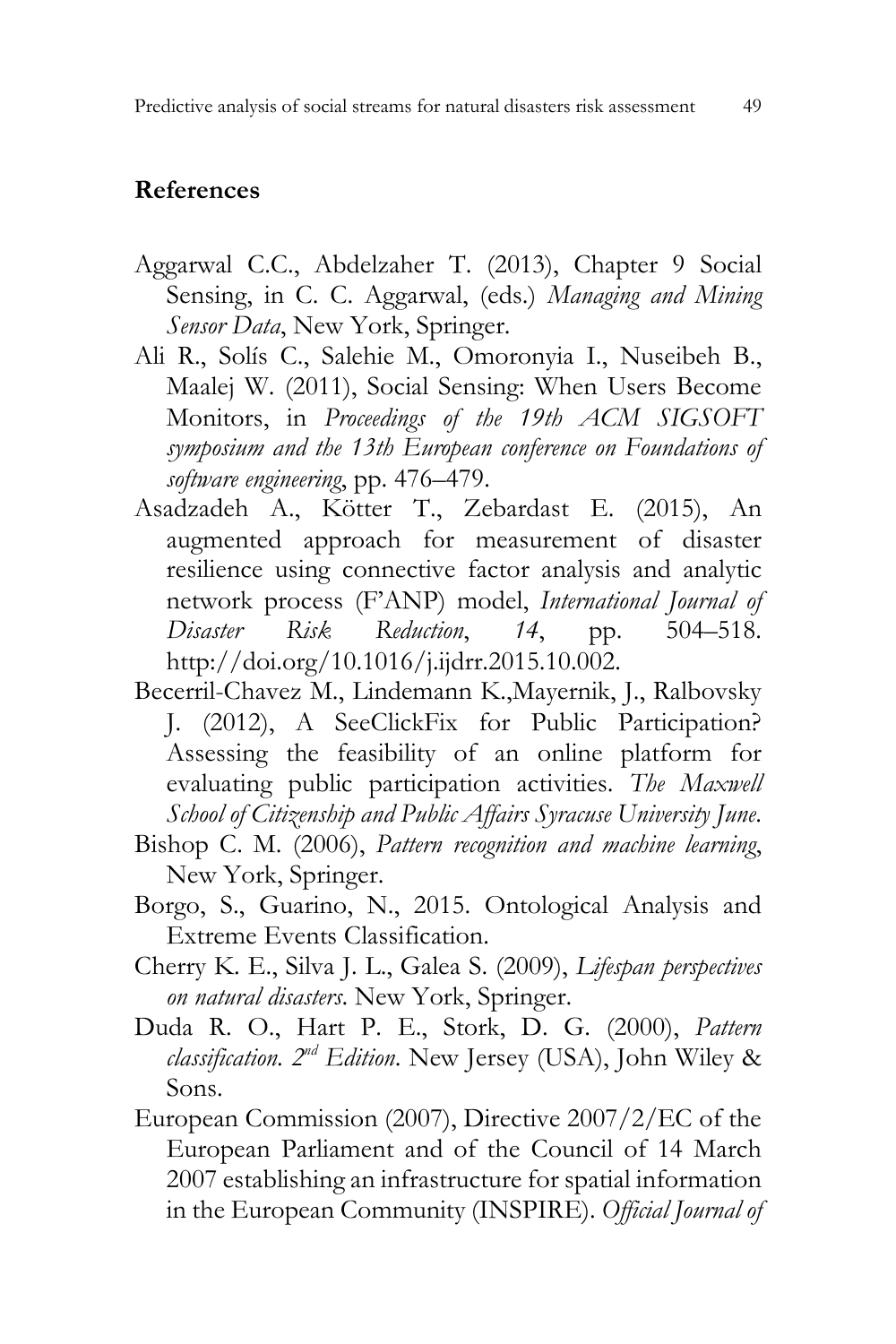## References

Aggarwal C.C., Abdelzaher T. (2013), Chapter 9 Social Sensing, in C. C. Aggarwal, (eds.) *Managing and Mining Sensor Data*, New York, Springer.

Ali R., Solís C., Salehie M., Omoronyia I., Nuseibeh B., Maalej W. (2011), Social Sensing: When Users Become Monitors, in *Proceedings of the 19th ACM SIGSOFT symposium and the 13th European conference on Foundations of software engineering*, pp. 476–479.

Asadzadeh A., Kötter T., Zebardast E. (2015), An augmented approach for measurement of disaster resilience using connective factor analysis and analytic network process (F'ANP) model, *International Journal of Disaster Risk Reduction*, *14*, pp. 504–518. http://doi.org/10.1016/j.ijdrr.2015.10.002.

Becerril-Chavez M., Lindemann K.,Mayernik, J., Ralbovsky J. (2012), A SeeClickFix for Public Participation? Assessing the feasibility of an online platform for evaluating public participation activities. *The Maxwell School of Citizenship and Public Affairs Syracuse University June*.

Bishop C. M. (2006), *Pattern recognition and machine learning*, New York, Springer.

Borgo, S., Guarino, N., 2015. Ontological Analysis and Extreme Events Classification.

Cherry K. E., Silva J. L., Galea S. (2009), *Lifespan perspectives on natural disasters*. New York, Springer.

Duda R. O., Hart P. E., Stork, D. G. (2000), *Pattern classification. 2nd Edition*. New Jersey (USA), John Wiley & Sons.

European Commission (2007), Directive 2007/2/EC of the European Parliament and of the Council of 14 March 2007 establishing an infrastructure for spatial information in the European Community (INSPIRE). *Official Journal of*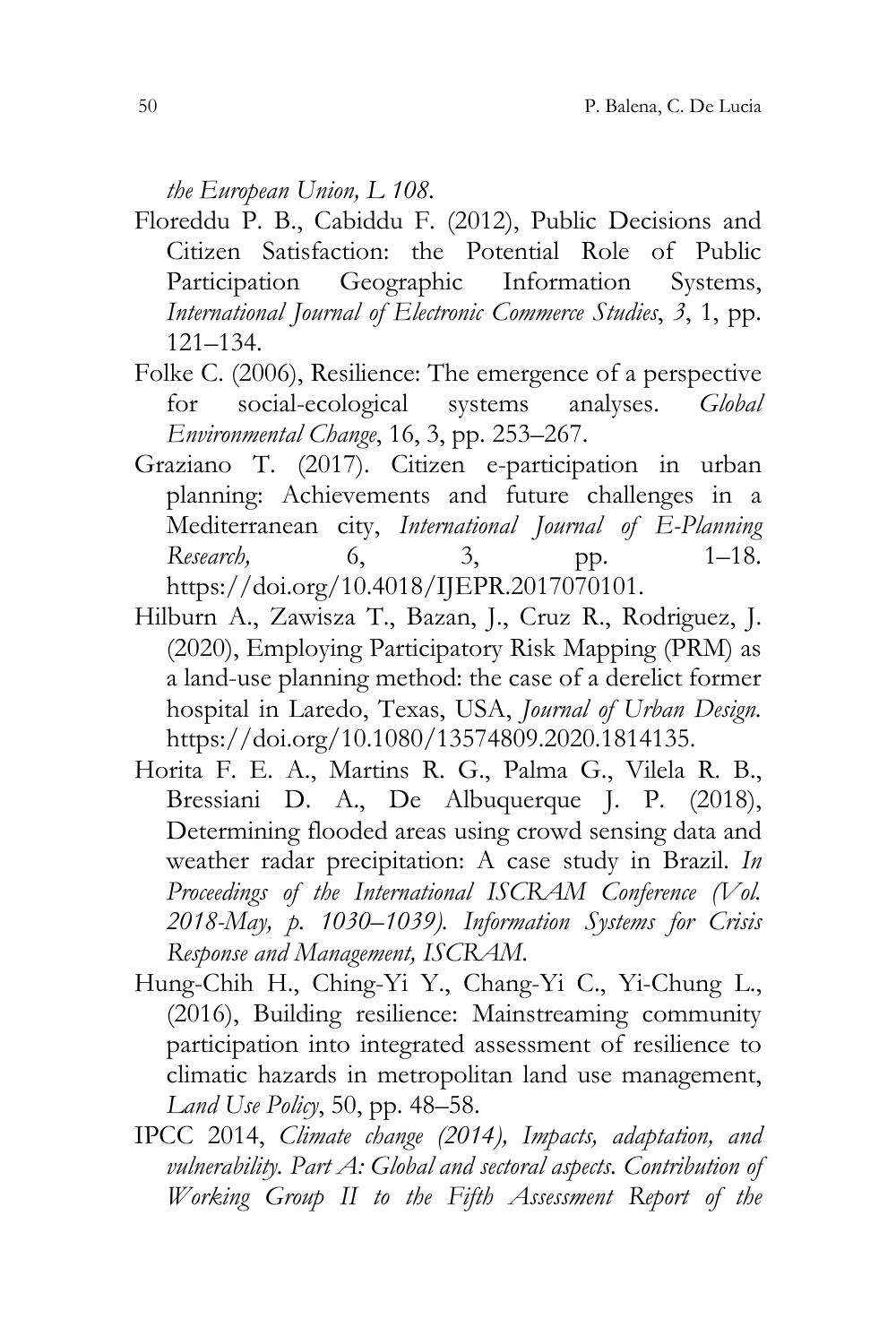*the European Union, L 108*.

Floreddu P. B., Cabiddu F. (2012), Public Decisions and Citizen Satisfaction: the Potential Role of Public Participation Geographic Information Systems, *International Journal of Electronic Commerce Studies*, *3*, 1, pp. 121–134.

Folke C. (2006), Resilience: The emergence of a perspective for social-ecological systems analyses. *Global Environmental Change*, 16, 3, pp. 253–267.

Graziano T. (2017). Citizen e-participation in urban planning: Achievements and future challenges in a Mediterranean city, *International Journal of E-Planning Research,* 6, 3, pp. 1–18. https://doi.org/10.4018/IJEPR.2017070101.

Hilburn A., Zawisza T., Bazan, J., Cruz R., Rodriguez, J. (2020), Employing Participatory Risk Mapping (PRM) as a land-use planning method: the case of a derelict former hospital in Laredo, Texas, USA, *Journal of Urban Design*. https://doi.org/10.1080/13574809.2020.1814135.

Horita F. E. A., Martins R. G., Palma G., Vilela R. B., Bressiani D. A., De Albuquerque J. P. (2018), Determining flooded areas using crowd sensing data and weather radar precipitation: A case study in Brazil. *In Proceedings of the International ISCRAM Conference (Vol. 2018-May, p. 1030–1039). Information Systems for Crisis Response and Management, ISCRAM*.

Hung-Chih H., Ching-Yi Y., Chang-Yi C., Yi-Chung L., (2016), Building resilience: Mainstreaming community participation into integrated assessment of resilience to climatic hazards in metropolitan land use management, *Land Use Policy*, 50, pp. 48–58.

IPCC 2014, *Climate change (2014), Impacts, adaptation, and vulnerability. Part A: Global and sectoral aspects. Contribution of Working Group II to the Fifth Assessment Report of the*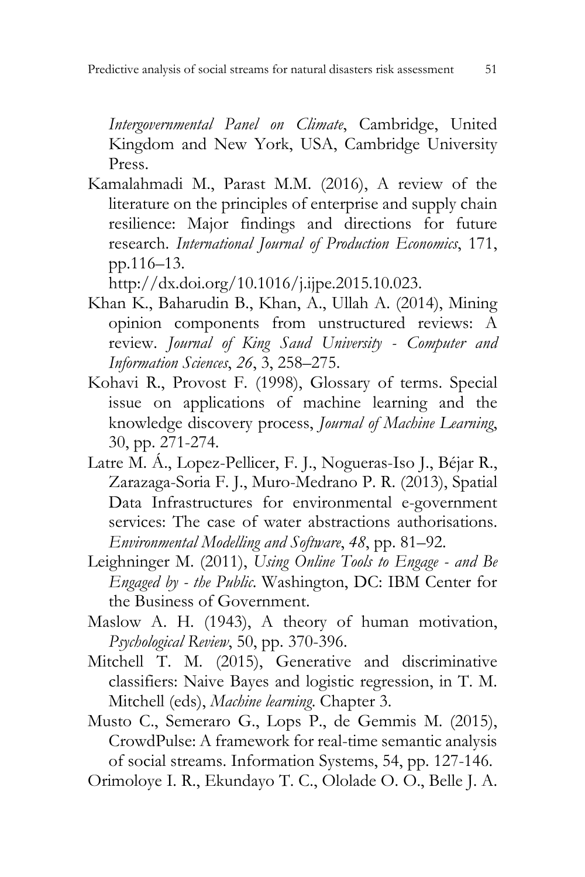*Intergovernmental Panel on Climate*, Cambridge, United Kingdom and New York, USA, Cambridge University Press.

Kamalahmadi M., Parast M.M. (2016), A review of the literature on the principles of enterprise and supply chain resilience: Major findings and directions for future research. *International Journal of Production Economics*, 171, pp.116–13. http://dx.doi.org/10.1016/j.ijpe.2015.10.023.

Khan K., Baharudin B., Khan, A., Ullah A. (2014), Mining opinion components from unstructured reviews: A review. *Journal of King Saud University - Computer and Information Sciences*, *26*, 3, 258–275.

Kohavi R., Provost F. (1998), Glossary of terms. Special issue on applications of machine learning and the knowledge discovery process, *Journal of Machine Learning*, 30, pp. 271-274.

Latre M. Á., Lopez-Pellicer, F. J., Nogueras-Iso J., Béjar R., Zarazaga-Soria F. J., Muro-Medrano P. R. (2013), Spatial Data Infrastructures for environmental e-government services: The case of water abstractions authorisations. *Environmental Modelling and Software*, *48*, pp. 81–92.

Leighninger M. (2011), *Using Online Tools to Engage - and Be Engaged by - the Public*. Washington, DC: IBM Center for the Business of Government.

Maslow A. H. (1943), A theory of human motivation, *Psychological Review*, 50, pp. 370-396.

Mitchell T. M. (2015), Generative and discriminative classifiers: Naive Bayes and logistic regression, in T. M. Mitchell (eds), *Machine learning*. Chapter 3.

Musto C., Semeraro G., Lops P., de Gemmis M. (2015), CrowdPulse: A framework for real-time semantic analysis of social streams. Information Systems, 54, pp. 127-146.

Orimoloye I. R., Ekundayo T. C., Ololade O. O., Belle J. A.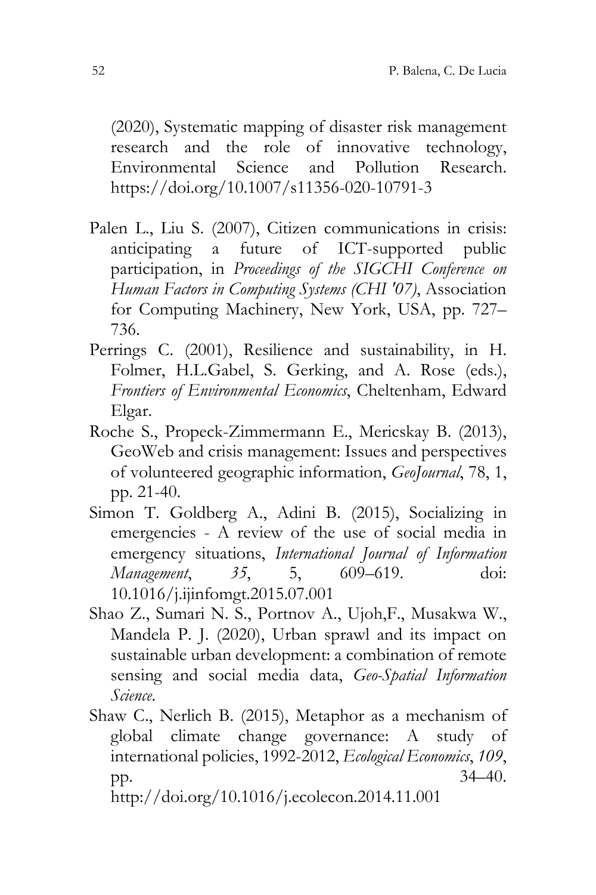(2020), Systematic mapping of disaster risk management research and the role of innovative technology, Environmental Science and Pollution Research. https://doi.org/10.1007/s11356-020-10791-3

Palen L., Liu S. (2007), Citizen communications in crisis: anticipating a future of ICT-supported public participation, in *Proceedings of the SIGCHI Conference on Human Factors in Computing Systems (CHI '07)*, Association for Computing Machinery, New York, USA, pp. 727–736.

Perrings C. (2001), Resilience and sustainability, in H. Folmer, H.L.Gabel, S. Gerking, and A. Rose (eds.), *Frontiers of Environmental Economics*, Cheltenham, Edward Elgar.

Roche S., Propeck-Zimmermann E., Mericskay B. (2013), GeoWeb and crisis management: Issues and perspectives of volunteered geographic information, *GeoJournal*, 78, 1, pp. 21-40.

Simon T. Goldberg A., Adini B. (2015), Socializing in emergencies - A review of the use of social media in emergency situations, *International Journal of Information Management*, *35*, 5, 609–619. doi: 10.1016/j.ijinfomgt.2015.07.001

Shao Z., Sumari N. S., Portnov A., Ujoh,F., Musakwa W., Mandela P. J. (2020), Urban sprawl and its impact on sustainable urban development: a combination of remote sensing and social media data, *Geo-Spatial Information Science*.

Shaw C., Nerlich B. (2015), Metaphor as a mechanism of global climate change governance: A study of international policies, 1992-2012, *Ecological Economics*, *109*, pp. 34–40. http://doi.org/10.1016/j.ecolecon.2014.11.001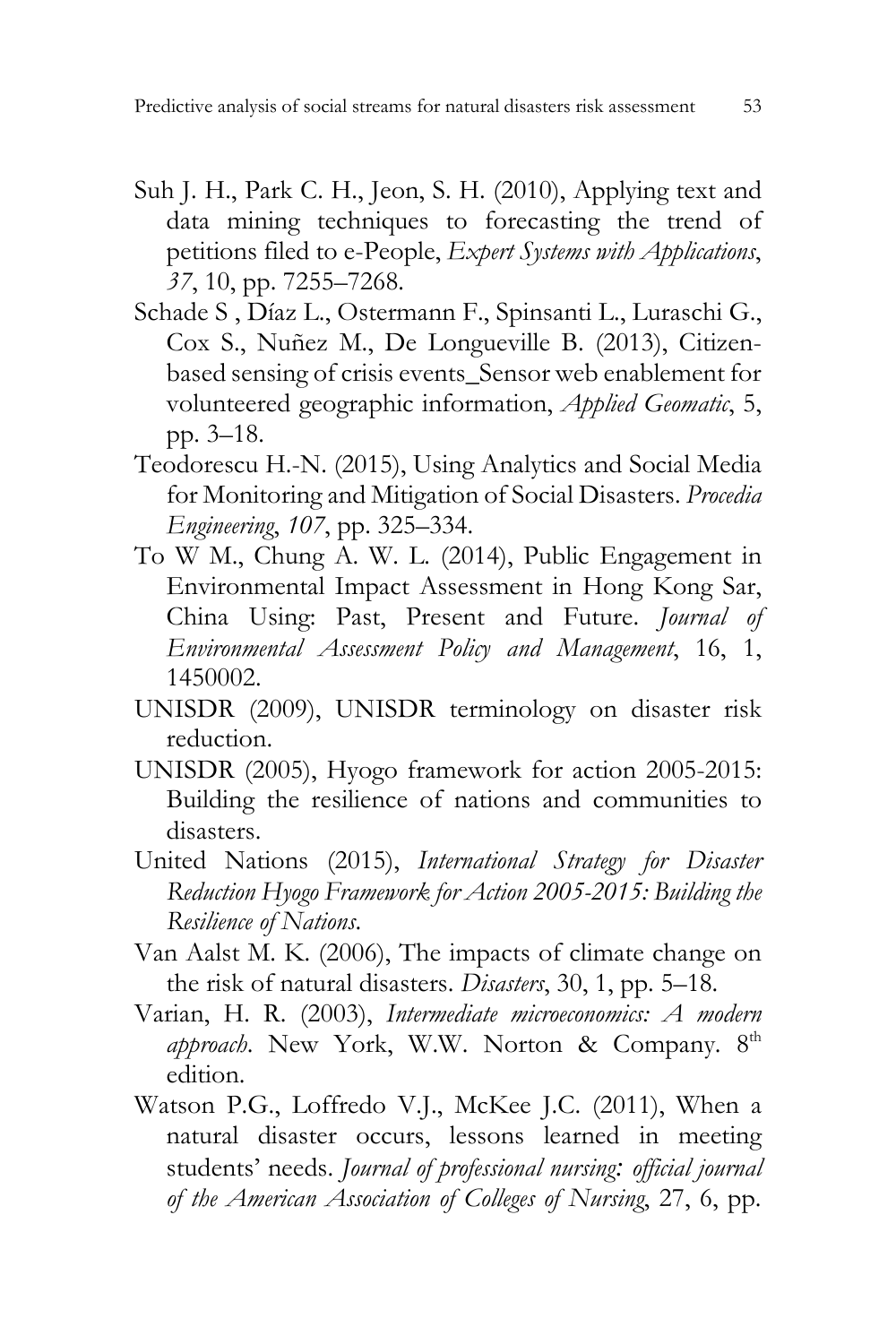Suh J. H., Park C. H., Jeon, S. H. (2010), Applying text and data mining techniques to forecasting the trend of petitions filed to e-People, *Expert Systems with Applications*, *37*, 10, pp. 7255–7268.

Schade S , Díaz L., Ostermann F., Spinsanti L., Luraschi G., Cox S., Nuñez M., De Longueville B. (2013), Citizen-based sensing of crisis events_Sensor web enablement for volunteered geographic information, *Applied Geomatic*, 5, pp. 3–18.

Teodorescu H.-N. (2015), Using Analytics and Social Media for Monitoring and Mitigation of Social Disasters. *Procedia Engineering*, *107*, pp. 325–334.

To W M., Chung A. W. L. (2014), Public Engagement in Environmental Impact Assessment in Hong Kong Sar, China Using: Past, Present and Future. *Journal of Environmental Assessment Policy and Management*, 16, 1, 1450002.

UNISDR (2009), UNISDR terminology on disaster risk reduction.

UNISDR (2005), Hyogo framework for action 2005-2015: Building the resilience of nations and communities to disasters.

United Nations (2015), *International Strategy for Disaster Reduction Hyogo Framework for Action 2005-2015: Building the Resilience of Nations*.

Van Aalst M. K. (2006), The impacts of climate change on the risk of natural disasters. *Disasters*, 30, 1, pp. 5–18.

Varian, H. R. (2003), *Intermediate microeconomics: A modern approach*. New York, W.W. Norton & Company. 8th edition.

Watson P.G., Loffredo V.J., McKee J.C. (2011), When a natural disaster occurs, lessons learned in meeting students' needs. *Journal of professional nursing: official journal of the American Association of Colleges of Nursing*, 27, 6, pp.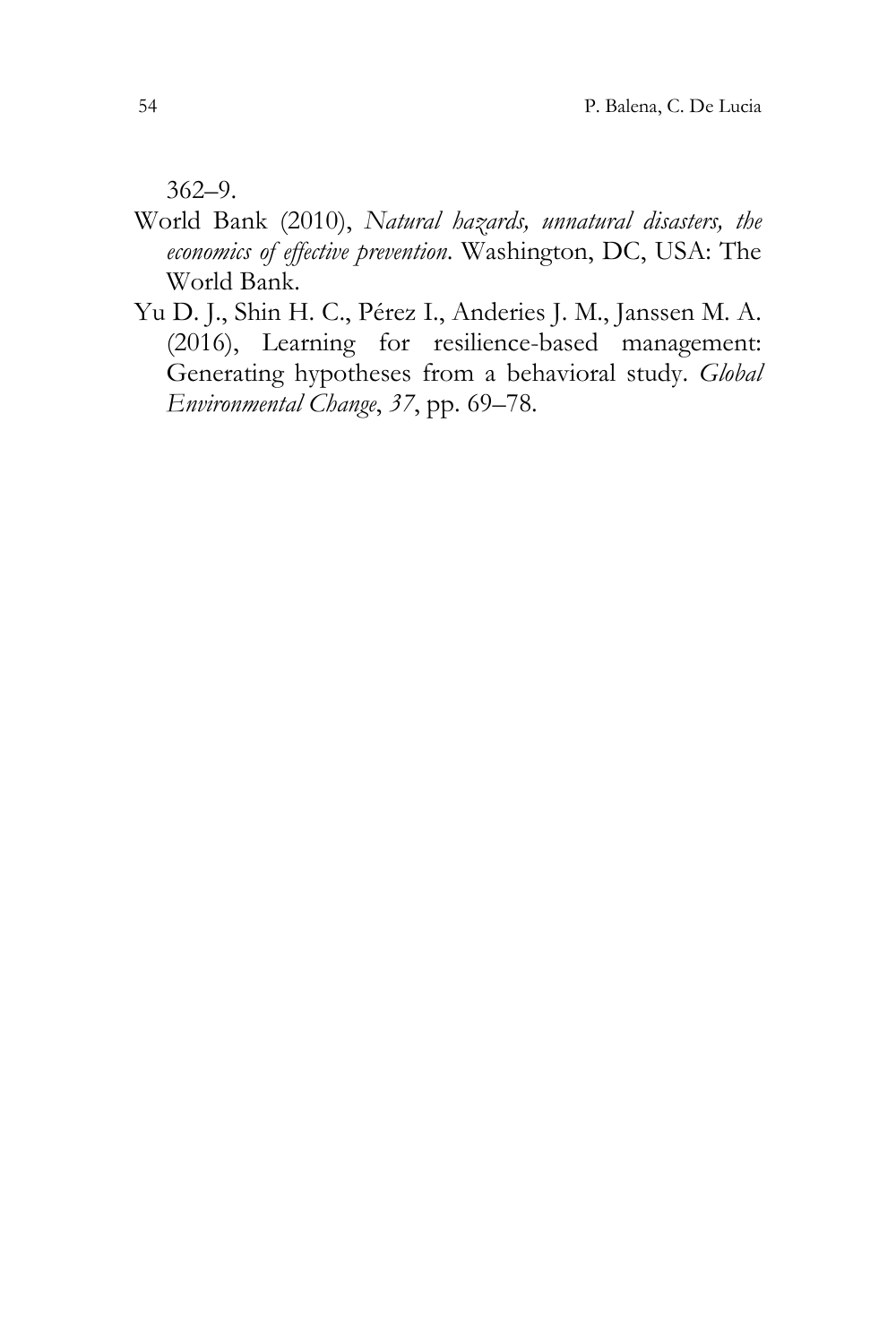362–9.

World Bank (2010), *Natural hazards, unnatural disasters, the economics of effective prevention*. Washington, DC, USA: The World Bank.

Yu D. J., Shin H. C., Pérez I., Anderies J. M., Janssen M. A. (2016), Learning for resilience-based management: Generating hypotheses from a behavioral study. *Global Environmental Change*, *37*, pp. 69–78.